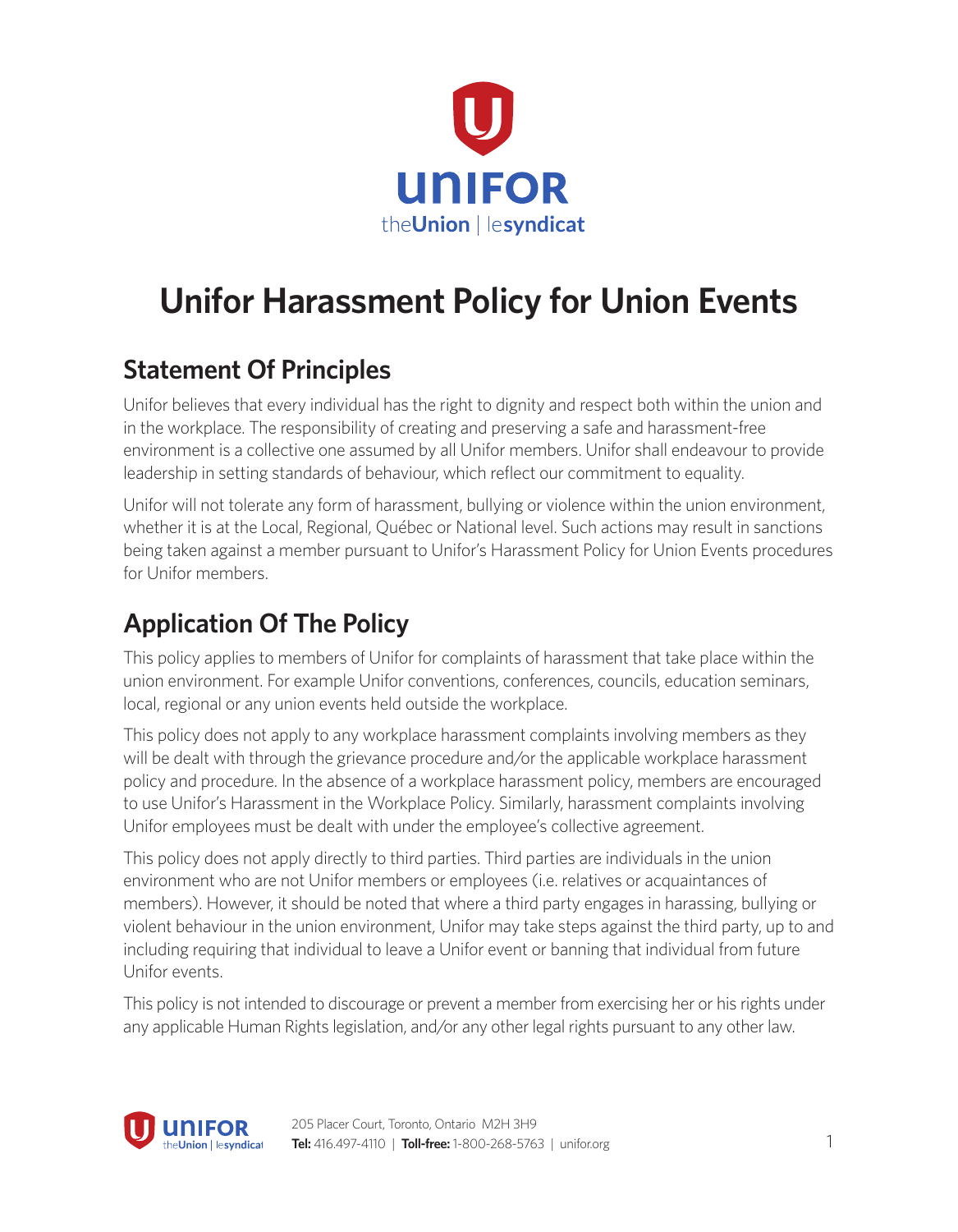# Unifor Harassment Policy for Union Events

## Statement Of Principles

Unifor believes that every individual has the right to dignity and respect both within the union and in the workplace. The responsibility of creating and preserving a safe and harassment-free environment is a collective one assumed by all Unifor members. Unifor shall endeavour to provide leadership in setting standards of behaviour, which reflect our commitment to equality.

Unifor will not tolerate any form of harassment, bullying or violence within the union environment, whether it is at the Local, Regional, Québec or National level. Such actions may result in sanctions being taken against a member pursuant to Unifor's Harassment Policy for Union Events procedures for Unifor members.

## Application Of The Policy

This policy applies to members of Unifor for complaints of harassment that take place within the union environment. For example Unifor conventions, conferences, councils, education seminars, local, regional or any union events held outside the workplace.

This policy does not apply to any workplace harassment complaints involving members as they will be dealt with through the grievance procedure and/or the applicable workplace harassment policy and procedure. In the absence of a workplace harassment policy, members are encouraged to use Unifor's Harassment in the Workplace Policy. Similarly, harassment complaints involving Unifor employees must be dealt with under the employee's collective agreement.

This policy does not apply directly to third parties. Third parties are individuals in the union environment who are not Unifor members or employees (i.e. relatives or acquaintances of members). However, it should be noted that where a third party engages in harassing, bullying or violent behaviour in the union environment, Unifor may take steps against the third party, up to and including requiring that individual to leave a Unifor event or banning that individual from future Unifor events.

This policy is not intended to discourage or prevent a member from exercising her or his rights under any applicable Human Rights legislation, and/or any other legal rights pursuant to any other law.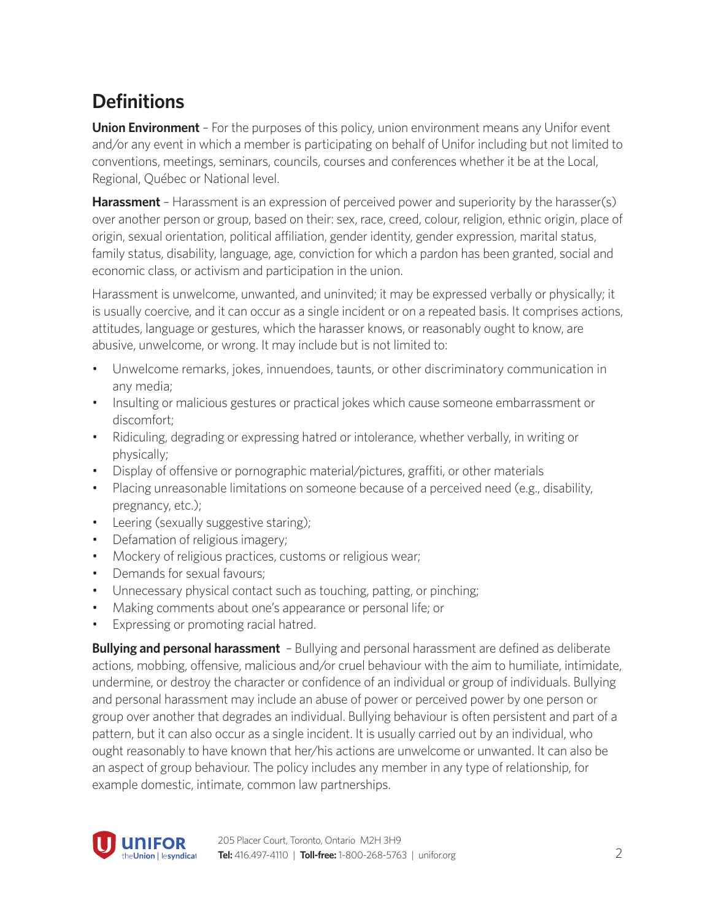## Definitions

**Union Environment** – For the purposes of this policy, union environment means any Unifor event and/or any event in which a member is participating on behalf of Unifor including but not limited to conventions, meetings, seminars, councils, courses and conferences whether it be at the Local, Regional, Québec or National level.

**Harassment** – Harassment is an expression of perceived power and superiority by the harasser(s) over another person or group, based on their: sex, race, creed, colour, religion, ethnic origin, place of origin, sexual orientation, political affiliation, gender identity, gender expression, marital status, family status, disability, language, age, conviction for which a pardon has been granted, social and economic class, or activism and participation in the union.

Harassment is unwelcome, unwanted, and uninvited; it may be expressed verbally or physically; it is usually coercive, and it can occur as a single incident or on a repeated basis. It comprises actions, attitudes, language or gestures, which the harasser knows, or reasonably ought to know, are abusive, unwelcome, or wrong. It may include but is not limited to:

- Unwelcome remarks, jokes, innuendoes, taunts, or other discriminatory communication in any media;
- Insulting or malicious gestures or practical jokes which cause someone embarrassment or discomfort;
- Ridiculing, degrading or expressing hatred or intolerance, whether verbally, in writing or physically;
- Display of offensive or pornographic material/pictures, graffiti, or other materials
- Placing unreasonable limitations on someone because of a perceived need (e.g., disability, pregnancy, etc.);
- Leering (sexually suggestive staring);
- Defamation of religious imagery;
- Mockery of religious practices, customs or religious wear;
- Demands for sexual favours;
- Unnecessary physical contact such as touching, patting, or pinching;
- Making comments about one's appearance or personal life; or
- Expressing or promoting racial hatred.

**Bullying and personal harassment** – Bullying and personal harassment are defined as deliberate actions, mobbing, offensive, malicious and/or cruel behaviour with the aim to humiliate, intimidate, undermine, or destroy the character or confidence of an individual or group of individuals. Bullying and personal harassment may include an abuse of power or perceived power by one person or group over another that degrades an individual. Bullying behaviour is often persistent and part of a pattern, but it can also occur as a single incident. It is usually carried out by an individual, who ought reasonably to have known that her/his actions are unwelcome or unwanted. It can also be an aspect of group behaviour. The policy includes any member in any type of relationship, for example domestic, intimate, common law partnerships.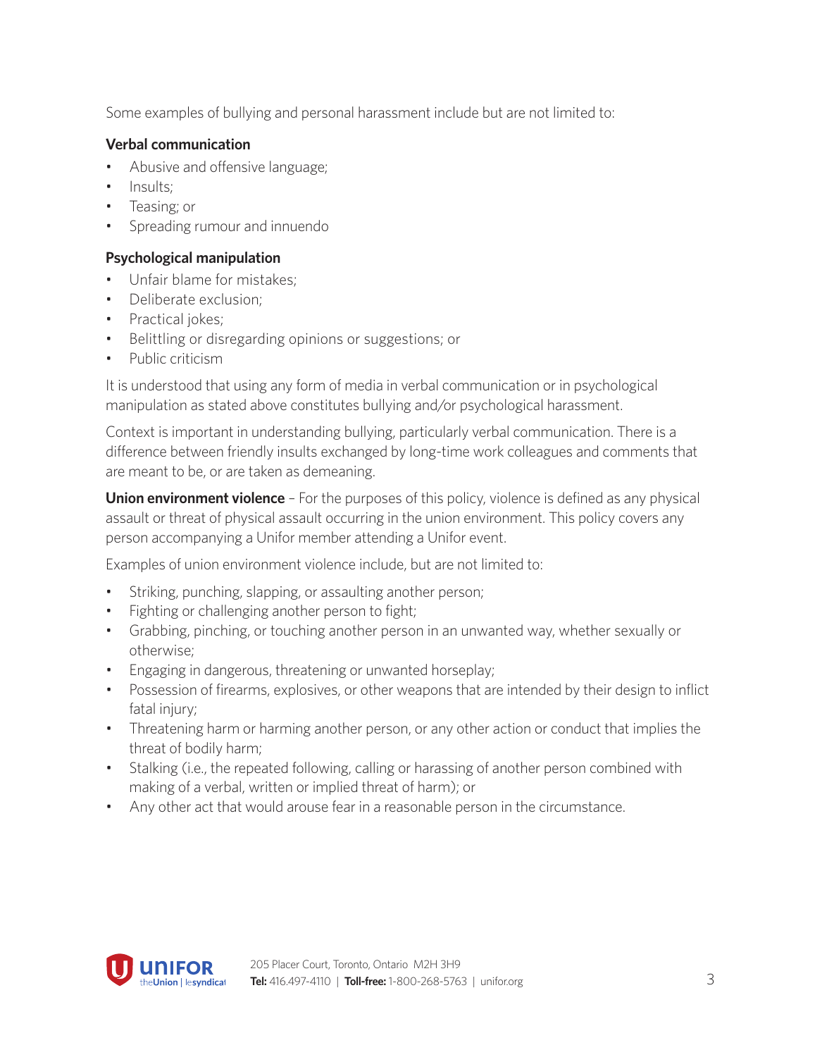Some examples of bullying and personal harassment include but are not limited to:

**Verbal communication**

- Abusive and offensive language;
- Insults;
- Teasing; or
- Spreading rumour and innuendo

**Psychological manipulation**

- Unfair blame for mistakes;
- Deliberate exclusion;
- Practical jokes;
- Belittling or disregarding opinions or suggestions; or
- Public criticism

It is understood that using any form of media in verbal communication or in psychological manipulation as stated above constitutes bullying and/or psychological harassment.

Context is important in understanding bullying, particularly verbal communication. There is a difference between friendly insults exchanged by long-time work colleagues and comments that are meant to be, or are taken as demeaning.

**Union environment violence** – For the purposes of this policy, violence is defined as any physical assault or threat of physical assault occurring in the union environment. This policy covers any person accompanying a Unifor member attending a Unifor event.

Examples of union environment violence include, but are not limited to:

- Striking, punching, slapping, or assaulting another person;
- Fighting or challenging another person to fight;
- Grabbing, pinching, or touching another person in an unwanted way, whether sexually or otherwise;
- Engaging in dangerous, threatening or unwanted horseplay;
- Possession of firearms, explosives, or other weapons that are intended by their design to inflict fatal injury;
- Threatening harm or harming another person, or any other action or conduct that implies the threat of bodily harm;
- Stalking (i.e., the repeated following, calling or harassing of another person combined with making of a verbal, written or implied threat of harm); or
- Any other act that would arouse fear in a reasonable person in the circumstance.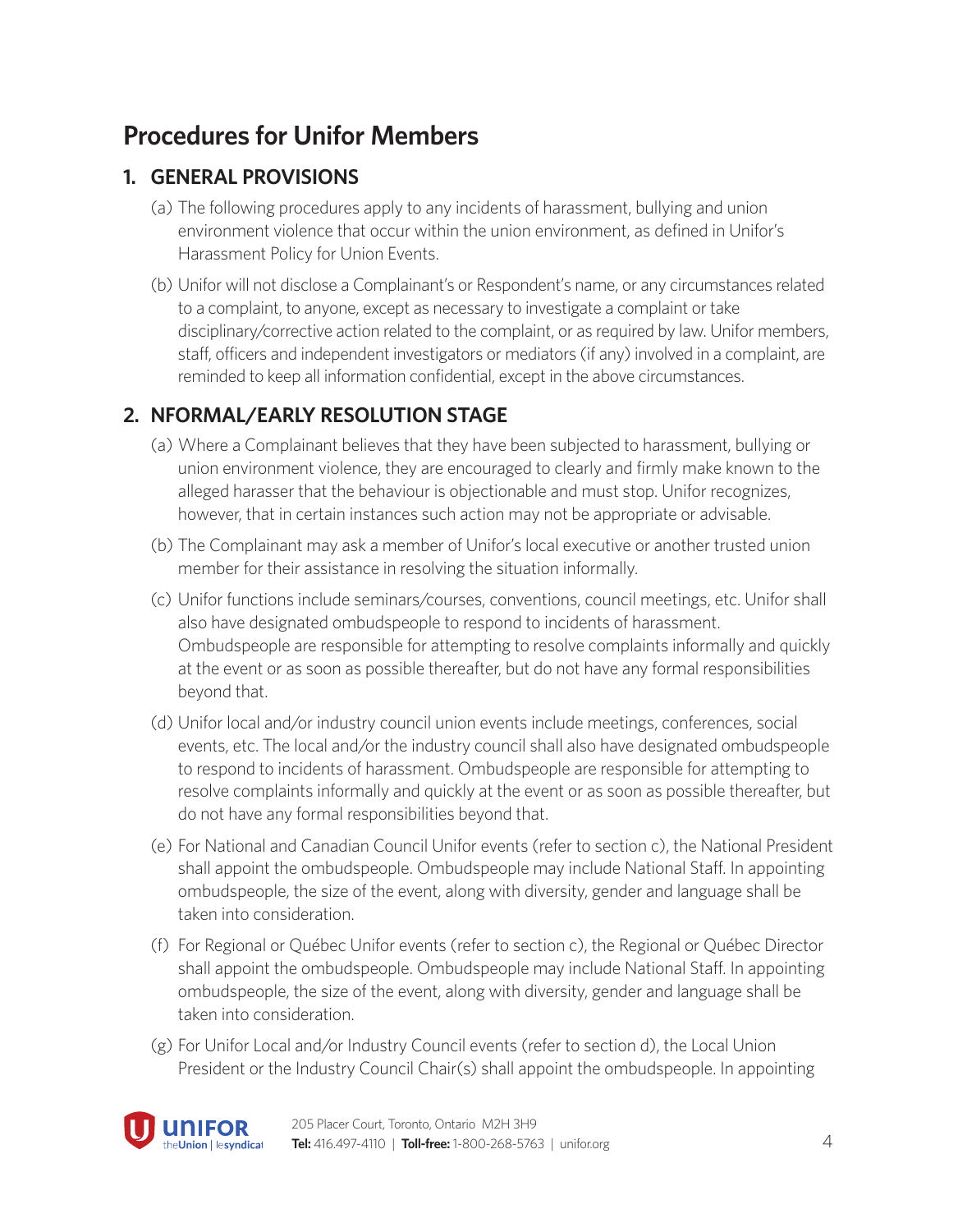# Procedures for Unifor Members

## 1. GENERAL PROVISIONS

(a) The following procedures apply to any incidents of harassment, bullying and union environment violence that occur within the union environment, as defined in Unifor's Harassment Policy for Union Events.

(b) Unifor will not disclose a Complainant's or Respondent's name, or any circumstances related to a complaint, to anyone, except as necessary to investigate a complaint or take disciplinary/corrective action related to the complaint, or as required by law. Unifor members, staff, officers and independent investigators or mediators (if any) involved in a complaint, are reminded to keep all information confidential, except in the above circumstances.

## 2. NFORMAL/EARLY RESOLUTION STAGE

(a) Where a Complainant believes that they have been subjected to harassment, bullying or union environment violence, they are encouraged to clearly and firmly make known to the alleged harasser that the behaviour is objectionable and must stop. Unifor recognizes, however, that in certain instances such action may not be appropriate or advisable.

(b) The Complainant may ask a member of Unifor's local executive or another trusted union member for their assistance in resolving the situation informally.

(c) Unifor functions include seminars/courses, conventions, council meetings, etc. Unifor shall also have designated ombudspeople to respond to incidents of harassment. Ombudspeople are responsible for attempting to resolve complaints informally and quickly at the event or as soon as possible thereafter, but do not have any formal responsibilities beyond that.

(d) Unifor local and/or industry council union events include meetings, conferences, social events, etc. The local and/or the industry council shall also have designated ombudspeople to respond to incidents of harassment. Ombudspeople are responsible for attempting to resolve complaints informally and quickly at the event or as soon as possible thereafter, but do not have any formal responsibilities beyond that.

(e) For National and Canadian Council Unifor events (refer to section c), the National President shall appoint the ombudspeople. Ombudspeople may include National Staff. In appointing ombudspeople, the size of the event, along with diversity, gender and language shall be taken into consideration.

(f) For Regional or Québec Unifor events (refer to section c), the Regional or Québec Director shall appoint the ombudspeople. Ombudspeople may include National Staff. In appointing ombudspeople, the size of the event, along with diversity, gender and language shall be taken into consideration.

(g) For Unifor Local and/or Industry Council events (refer to section d), the Local Union President or the Industry Council Chair(s) shall appoint the ombudspeople. In appointing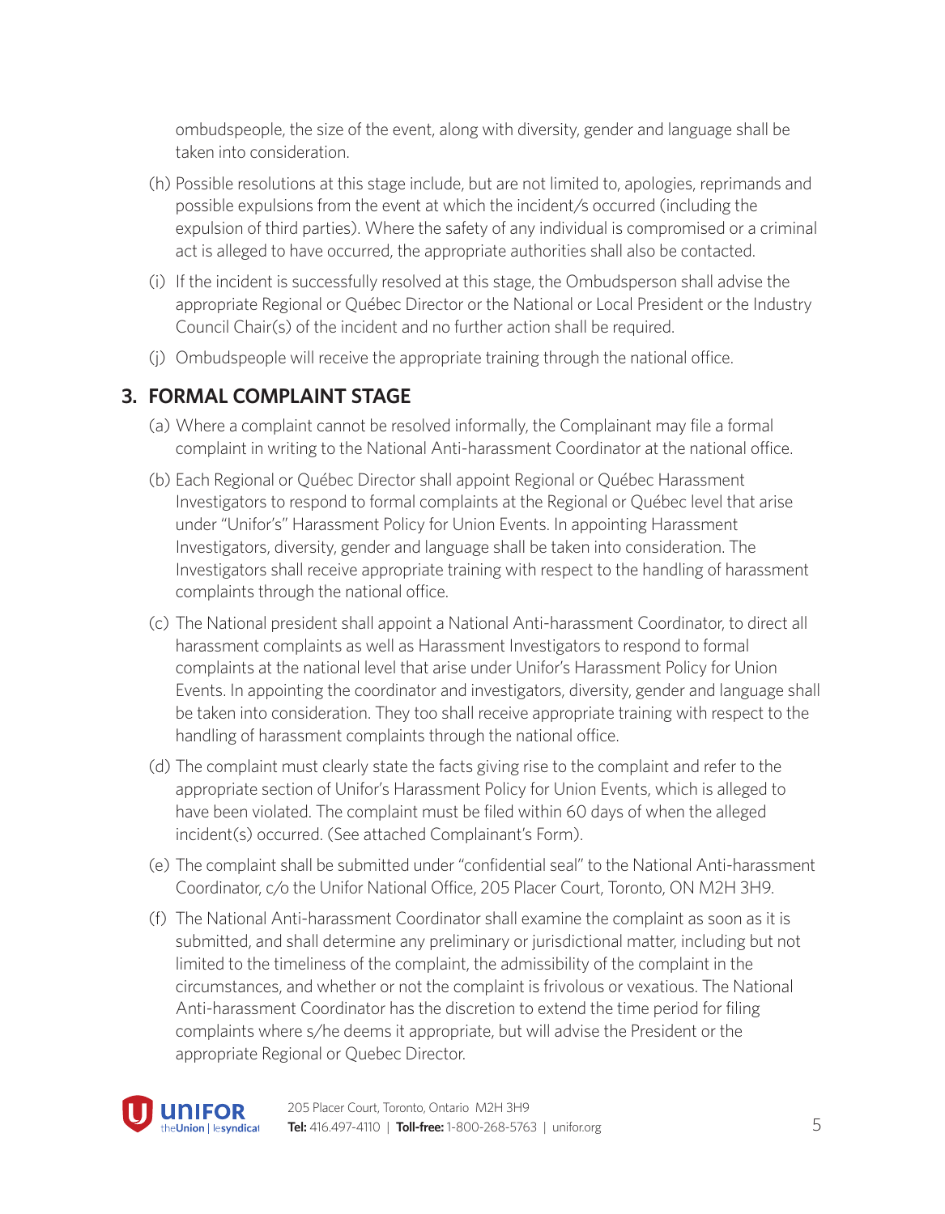ombudspeople, the size of the event, along with diversity, gender and language shall be taken into consideration.

(h) Possible resolutions at this stage include, but are not limited to, apologies, reprimands and possible expulsions from the event at which the incident/s occurred (including the expulsion of third parties). Where the safety of any individual is compromised or a criminal act is alleged to have occurred, the appropriate authorities shall also be contacted.

(i) If the incident is successfully resolved at this stage, the Ombudsperson shall advise the appropriate Regional or Québec Director or the National or Local President or the Industry Council Chair(s) of the incident and no further action shall be required.

(j) Ombudspeople will receive the appropriate training through the national office.

## 3. FORMAL COMPLAINT STAGE

(a) Where a complaint cannot be resolved informally, the Complainant may file a formal complaint in writing to the National Anti-harassment Coordinator at the national office.

(b) Each Regional or Québec Director shall appoint Regional or Québec Harassment Investigators to respond to formal complaints at the Regional or Québec level that arise under "Unifor's" Harassment Policy for Union Events. In appointing Harassment Investigators, diversity, gender and language shall be taken into consideration. The Investigators shall receive appropriate training with respect to the handling of harassment complaints through the national office.

(c) The National president shall appoint a National Anti-harassment Coordinator, to direct all harassment complaints as well as Harassment Investigators to respond to formal complaints at the national level that arise under Unifor's Harassment Policy for Union Events. In appointing the coordinator and investigators, diversity, gender and language shall be taken into consideration. They too shall receive appropriate training with respect to the handling of harassment complaints through the national office.

(d) The complaint must clearly state the facts giving rise to the complaint and refer to the appropriate section of Unifor's Harassment Policy for Union Events, which is alleged to have been violated. The complaint must be filed within 60 days of when the alleged incident(s) occurred. (See attached Complainant's Form).

(e) The complaint shall be submitted under "confidential seal" to the National Anti-harassment Coordinator, c/o the Unifor National Office, 205 Placer Court, Toronto, ON M2H 3H9.

(f) The National Anti-harassment Coordinator shall examine the complaint as soon as it is submitted, and shall determine any preliminary or jurisdictional matter, including but not limited to the timeliness of the complaint, the admissibility of the complaint in the circumstances, and whether or not the complaint is frivolous or vexatious. The National Anti-harassment Coordinator has the discretion to extend the time period for filing complaints where s/he deems it appropriate, but will advise the President or the appropriate Regional or Quebec Director.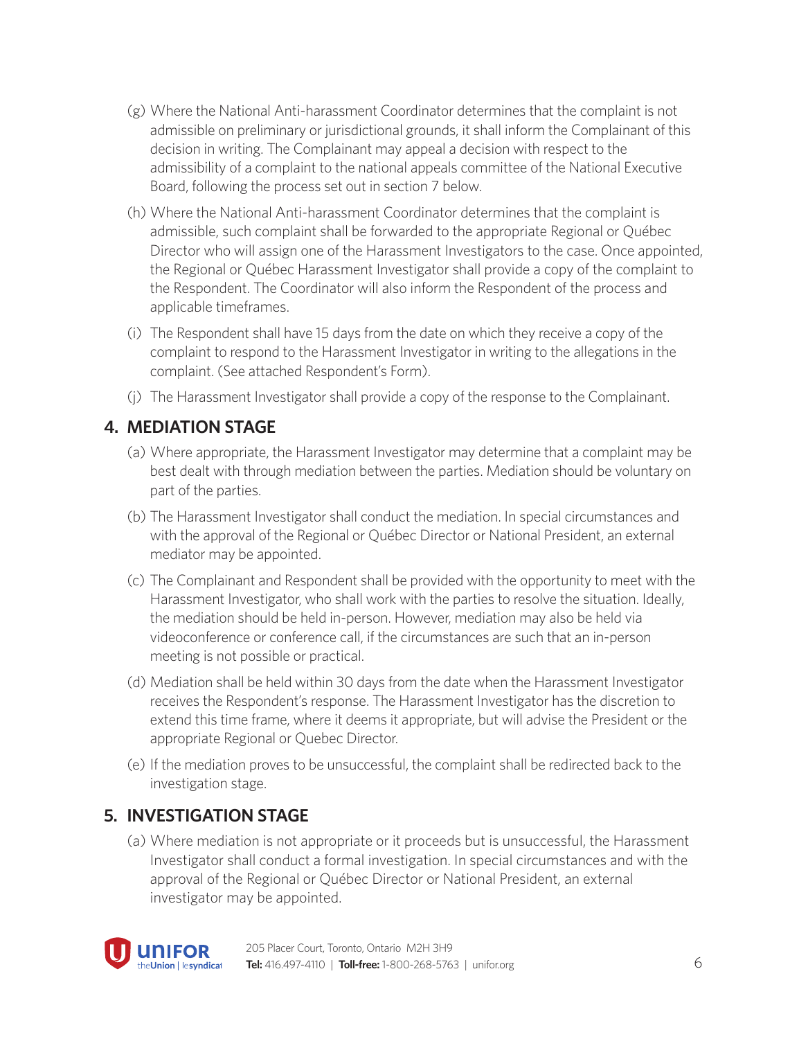(g) Where the National Anti-harassment Coordinator determines that the complaint is not admissible on preliminary or jurisdictional grounds, it shall inform the Complainant of this decision in writing. The Complainant may appeal a decision with respect to the admissibility of a complaint to the national appeals committee of the National Executive Board, following the process set out in section 7 below.

(h) Where the National Anti-harassment Coordinator determines that the complaint is admissible, such complaint shall be forwarded to the appropriate Regional or Québec Director who will assign one of the Harassment Investigators to the case. Once appointed, the Regional or Québec Harassment Investigator shall provide a copy of the complaint to the Respondent. The Coordinator will also inform the Respondent of the process and applicable timeframes.

(i) The Respondent shall have 15 days from the date on which they receive a copy of the complaint to respond to the Harassment Investigator in writing to the allegations in the complaint. (See attached Respondent's Form).

(j) The Harassment Investigator shall provide a copy of the response to the Complainant.

## 4. MEDIATION STAGE

(a) Where appropriate, the Harassment Investigator may determine that a complaint may be best dealt with through mediation between the parties. Mediation should be voluntary on part of the parties.

(b) The Harassment Investigator shall conduct the mediation. In special circumstances and with the approval of the Regional or Québec Director or National President, an external mediator may be appointed.

(c) The Complainant and Respondent shall be provided with the opportunity to meet with the Harassment Investigator, who shall work with the parties to resolve the situation. Ideally, the mediation should be held in-person. However, mediation may also be held via videoconference or conference call, if the circumstances are such that an in-person meeting is not possible or practical.

(d) Mediation shall be held within 30 days from the date when the Harassment Investigator receives the Respondent's response. The Harassment Investigator has the discretion to extend this time frame, where it deems it appropriate, but will advise the President or the appropriate Regional or Quebec Director.

(e) If the mediation proves to be unsuccessful, the complaint shall be redirected back to the investigation stage.

## 5. INVESTIGATION STAGE

(a) Where mediation is not appropriate or it proceeds but is unsuccessful, the Harassment Investigator shall conduct a formal investigation. In special circumstances and with the approval of the Regional or Québec Director or National President, an external investigator may be appointed.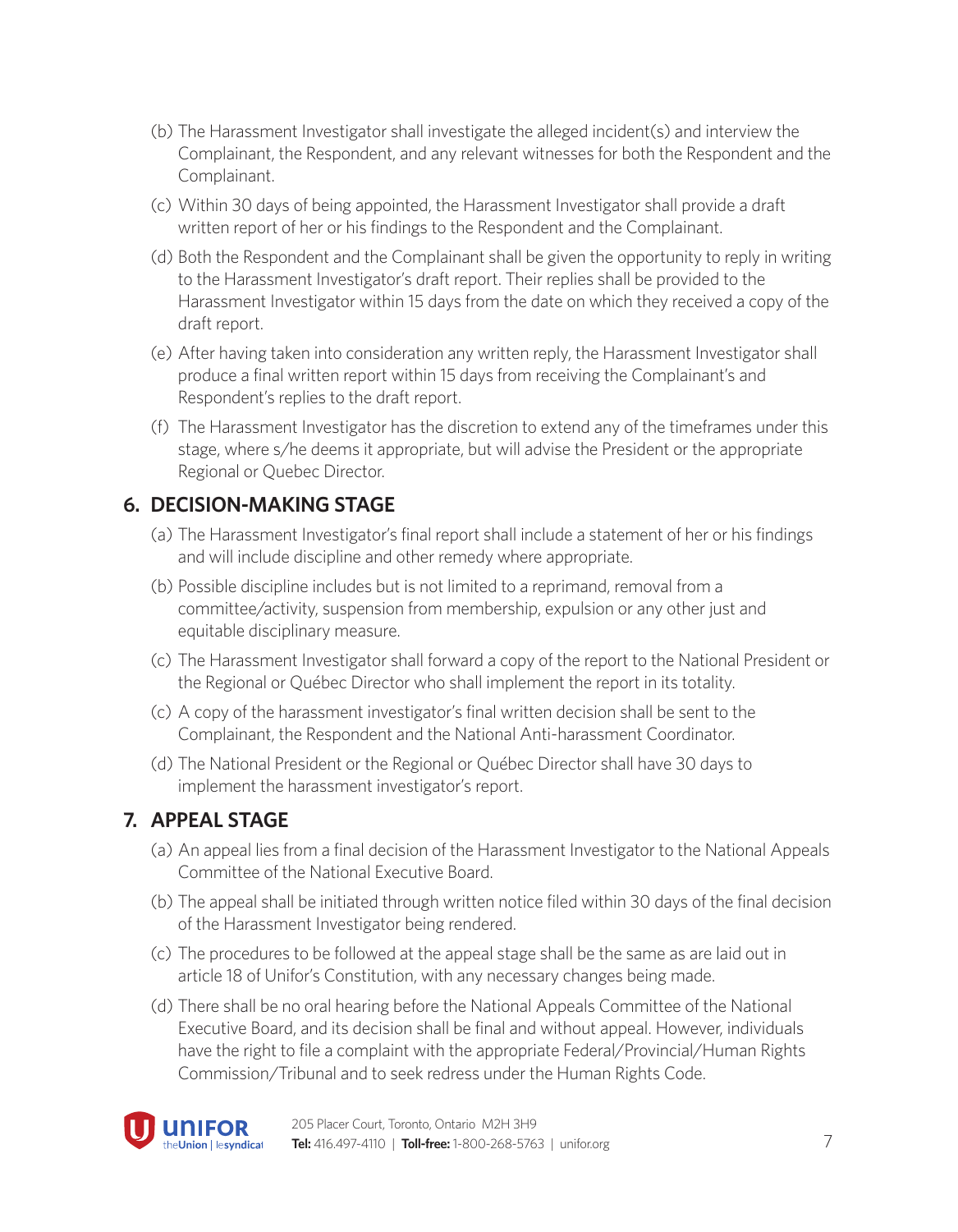(b) The Harassment Investigator shall investigate the alleged incident(s) and interview the Complainant, the Respondent, and any relevant witnesses for both the Respondent and the Complainant.

(c) Within 30 days of being appointed, the Harassment Investigator shall provide a draft written report of her or his findings to the Respondent and the Complainant.

(d) Both the Respondent and the Complainant shall be given the opportunity to reply in writing to the Harassment Investigator's draft report. Their replies shall be provided to the Harassment Investigator within 15 days from the date on which they received a copy of the draft report.

(e) After having taken into consideration any written reply, the Harassment Investigator shall produce a final written report within 15 days from receiving the Complainant's and Respondent's replies to the draft report.

(f) The Harassment Investigator has the discretion to extend any of the timeframes under this stage, where s/he deems it appropriate, but will advise the President or the appropriate Regional or Quebec Director.

## 6. DECISION-MAKING STAGE

(a) The Harassment Investigator's final report shall include a statement of her or his findings and will include discipline and other remedy where appropriate.

(b) Possible discipline includes but is not limited to a reprimand, removal from a committee/activity, suspension from membership, expulsion or any other just and equitable disciplinary measure.

(c) The Harassment Investigator shall forward a copy of the report to the National President or the Regional or Québec Director who shall implement the report in its totality.

(c) A copy of the harassment investigator's final written decision shall be sent to the Complainant, the Respondent and the National Anti-harassment Coordinator.

(d) The National President or the Regional or Québec Director shall have 30 days to implement the harassment investigator's report.

## 7. APPEAL STAGE

(a) An appeal lies from a final decision of the Harassment Investigator to the National Appeals Committee of the National Executive Board.

(b) The appeal shall be initiated through written notice filed within 30 days of the final decision of the Harassment Investigator being rendered.

(c) The procedures to be followed at the appeal stage shall be the same as are laid out in article 18 of Unifor's Constitution, with any necessary changes being made.

(d) There shall be no oral hearing before the National Appeals Committee of the National Executive Board, and its decision shall be final and without appeal. However, individuals have the right to file a complaint with the appropriate Federal/Provincial/Human Rights Commission/Tribunal and to seek redress under the Human Rights Code.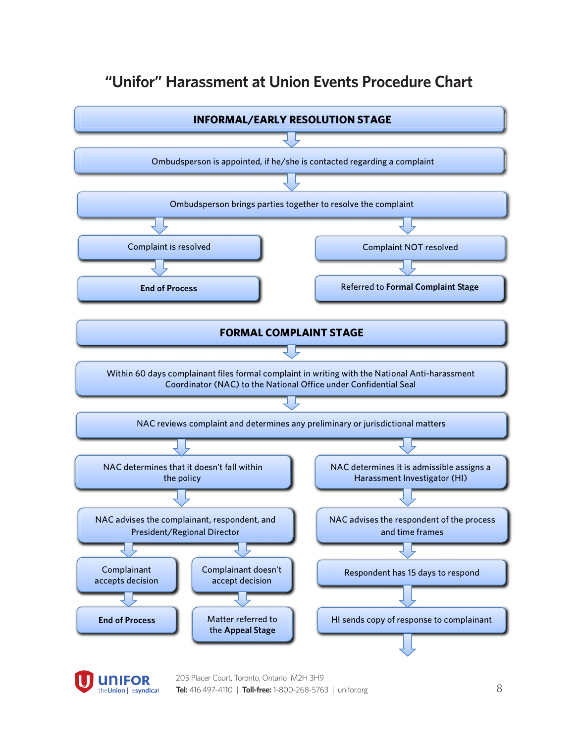# "Unifor" Harassment at Union Events Procedure Chart

## INFORMAL/EARLY RESOLUTION STAGE

Ombudsperson is appointed, if he/she is contacted regarding a complaint

↓

Ombudsperson brings parties together to resolve the complaint

- Complaint is resolved
  - ↓ **End of Process**
- Complaint NOT resolved
  - ↓ Referred to **Formal Complaint Stage**

## FORMAL COMPLAINT STAGE

Within 60 days complainant files formal complaint in writing with the National Anti-harassment Coordinator (NAC) to the National Office under Confidential Seal

↓

NAC reviews complaint and determines any preliminary or jurisdictional matters

- NAC determines that it doesn't fall within the policy
  - ↓ NAC advises the complainant, respondent, and President/Regional Director
    - Complainant accepts decision
      - ↓ **End of Process**
    - Complainant doesn't accept decision
      - ↓ Matter referred to the **Appeal Stage**
- NAC determines it is admissible assigns a Harassment Investigator (HI)
  - ↓ NAC advises the respondent of the process and time frames
  - ↓ Respondent has 15 days to respond
  - ↓ HI sends copy of response to complainant
  - ↓

205 Placer Court, Toronto, Ontario M2H 3H9
**Tel:** 416.497-4110 | **Toll-free:** 1-800-268-5763 | unifor.org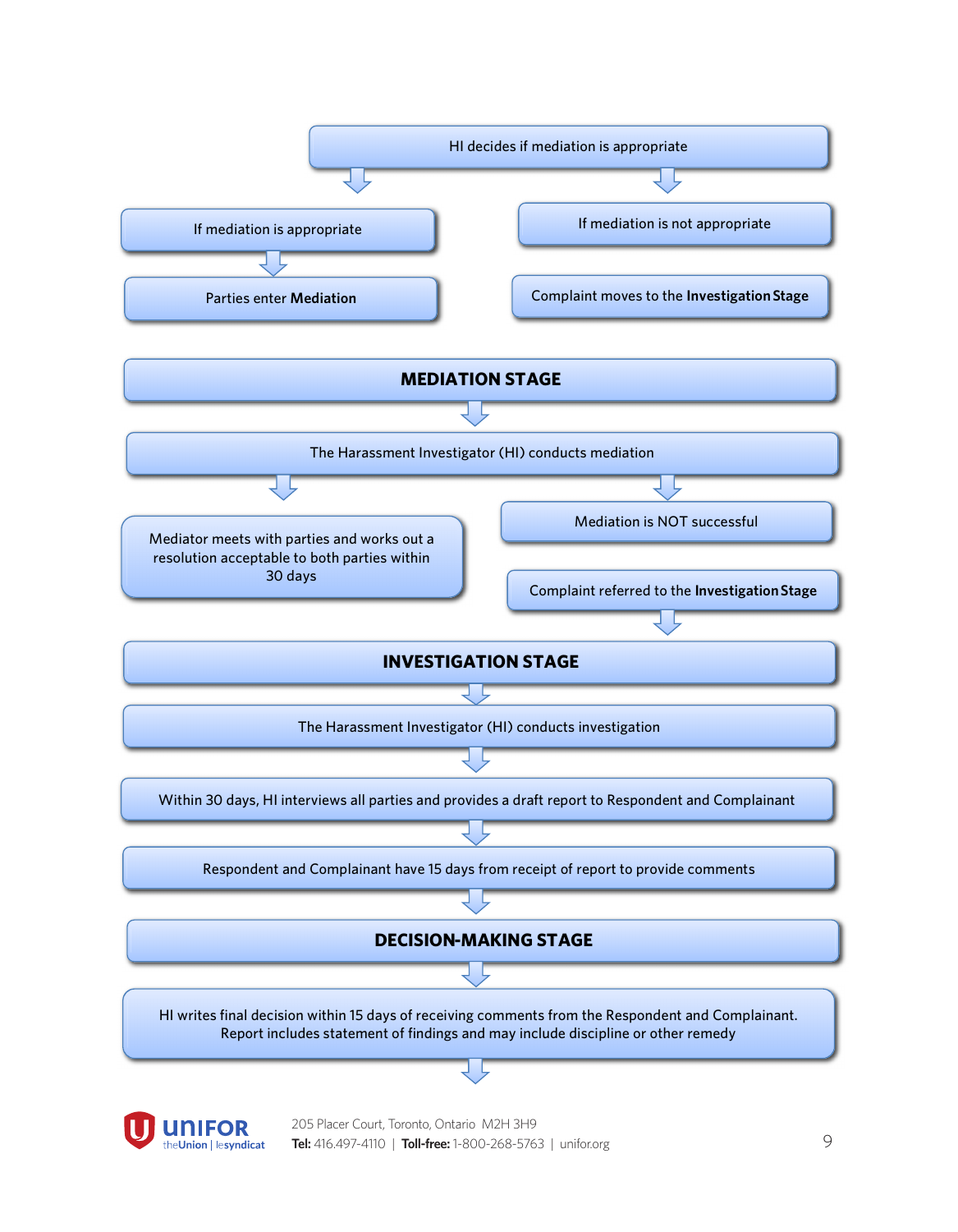HI decides if mediation is appropriate

- If mediation is appropriate
  - Parties enter **Mediation**
- If mediation is not appropriate
  - Complaint moves to the **Investigation Stage**

## MEDIATION STAGE

The Harassment Investigator (HI) conducts mediation

- Mediator meets with parties and works out a resolution acceptable to both parties within 30 days
- Mediation is NOT successful
  - Complaint referred to the **Investigation Stage**

## INVESTIGATION STAGE

The Harassment Investigator (HI) conducts investigation

Within 30 days, HI interviews all parties and provides a draft report to Respondent and Complainant

Respondent and Complainant have 15 days from receipt of report to provide comments

## DECISION-MAKING STAGE

HI writes final decision within 15 days of receiving comments from the Respondent and Complainant. Report includes statement of findings and may include discipline or other remedy

**UNIFOR** theUnion | lesyndicat

205 Placer Court, Toronto, Ontario M2H 3H9
**Tel:** 416.497-4110 | **Toll-free:** 1-800-268-5763 | unifor.org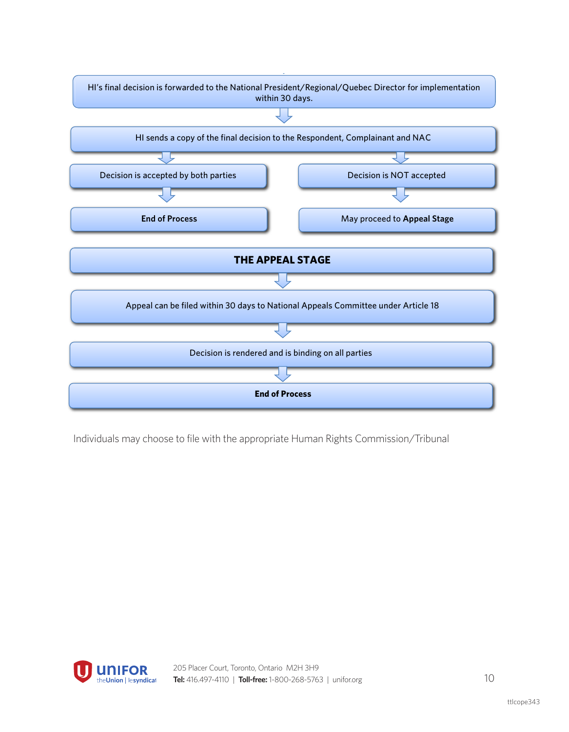HI's final decision is forwarded to the National President/Regional/Quebec Director for implementation within 30 days.

HI sends a copy of the final decision to the Respondent, Complainant and NAC

Decision is accepted by both parties

**End of Process**

Decision is NOT accepted

May proceed to **Appeal Stage**

**THE APPEAL STAGE**

Appeal can be filed within 30 days to National Appeals Committee under Article 18

Decision is rendered and is binding on all parties

**End of Process**

Individuals may choose to file with the appropriate Human Rights Commission/Tribunal

205 Placer Court, Toronto, Ontario M2H 3H9

**Tel:** 416.497-4110 | **Toll-free:** 1-800-268-5763 | unifor.org